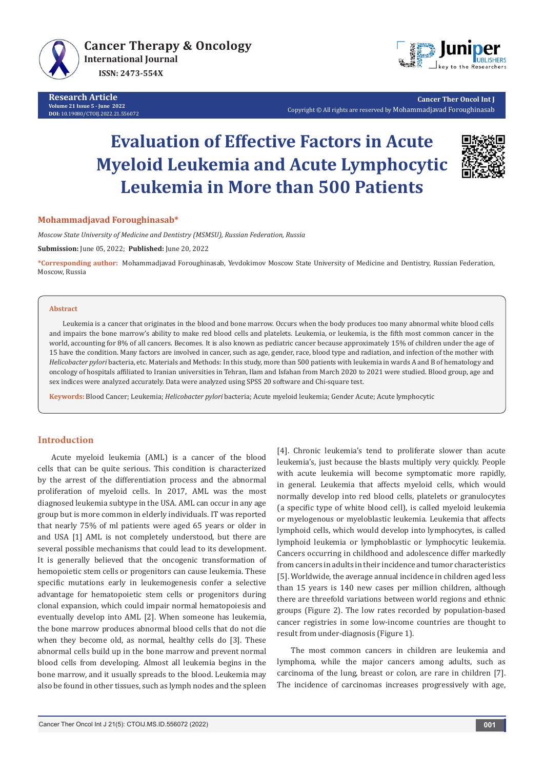Research Article
Volume 21 Issue 5 - June 2022
DOI: 10.19080/CTOIJ.2022.21.556072

Cancer Ther Oncol Int J
Copyright © All rights are reserved by Mohammadjavad Foroughinasab

# Evaluation of Effective Factors in Acute Myeloid Leukemia and Acute Lymphocytic Leukemia in More than 500 Patients

**Mohammadjavad Foroughinasab***

*Moscow State University of Medicine and Dentistry (MSMSU), Russian Federation, Russia*

**Submission:** June 05, 2022; **Published:** June 20, 2022

***Corresponding author:** Mohammadjavad Foroughinasab, Yevdokimov Moscow State University of Medicine and Dentistry, Russian Federation, Moscow, Russia

### Abstract

Leukemia is a cancer that originates in the blood and bone marrow. Occurs when the body produces too many abnormal white blood cells and impairs the bone marrow's ability to make red blood cells and platelets. Leukemia, or leukemia, is the fifth most common cancer in the world, accounting for 8% of all cancers. Becomes. It is also known as pediatric cancer because approximately 15% of children under the age of 15 have the condition. Many factors are involved in cancer, such as age, gender, race, blood type and radiation, and infection of the mother with *Helicobacter pylori* bacteria, etc. Materials and Methods: In this study, more than 500 patients with leukemia in wards A and B of hematology and oncology of hospitals affiliated to Iranian universities in Tehran, Ilam and Isfahan from March 2020 to 2021 were studied. Blood group, age and sex indices were analyzed accurately. Data were analyzed using SPSS 20 software and Chi-square test.

**Keywords:** Blood Cancer; Leukemia; *Helicobacter pylori* bacteria; Acute myeloid leukemia; Gender Acute; Acute lymphocytic

## Introduction

Acute myeloid leukemia (AML) is a cancer of the blood cells that can be quite serious. This condition is characterized by the arrest of the differentiation process and the abnormal proliferation of myeloid cells. In 2017, AML was the most diagnosed leukemia subtype in the USA. AML can occur in any age group but is more common in elderly individuals. IT was reported that nearly 75% of ml patients were aged 65 years or older in and USA [1] AML is not completely understood, but there are several possible mechanisms that could lead to its development. It is generally believed that the oncogenic transformation of hemopoietic stem cells or progenitors can cause leukemia. These specific mutations early in leukemogenesis confer a selective advantage for hematopoietic stem cells or progenitors during clonal expansion, which could impair normal hematopoiesis and eventually develop into AML [2]. When someone has leukemia, the bone marrow produces abnormal blood cells that do not die when they become old, as normal, healthy cells do [3]. These abnormal cells build up in the bone marrow and prevent normal blood cells from developing. Almost all leukemia begins in the bone marrow, and it usually spreads to the blood. Leukemia may also be found in other tissues, such as lymph nodes and the spleen [4]. Chronic leukemia's tend to proliferate slower than acute leukemia's, just because the blasts multiply very quickly. People with acute leukemia will become symptomatic more rapidly, in general. Leukemia that affects myeloid cells, which would normally develop into red blood cells, platelets or granulocytes (a specific type of white blood cell), is called myeloid leukemia or myelogenous or myeloblastic leukemia. Leukemia that affects lymphoid cells, which would develop into lymphocytes, is called lymphoid leukemia or lymphoblastic or lymphocytic leukemia. Cancers occurring in childhood and adolescence differ markedly from cancers in adults in their incidence and tumor characteristics [5]. Worldwide, the average annual incidence in children aged less than 15 years is 140 new cases per million children, although there are threefold variations between world regions and ethnic groups (Figure 2). The low rates recorded by population-based cancer registries in some low-income countries are thought to result from under-diagnosis (Figure 1).

The most common cancers in children are leukemia and lymphoma, while the major cancers among adults, such as carcinoma of the lung, breast or colon, are rare in children [7]. The incidence of carcinomas increases progressively with age,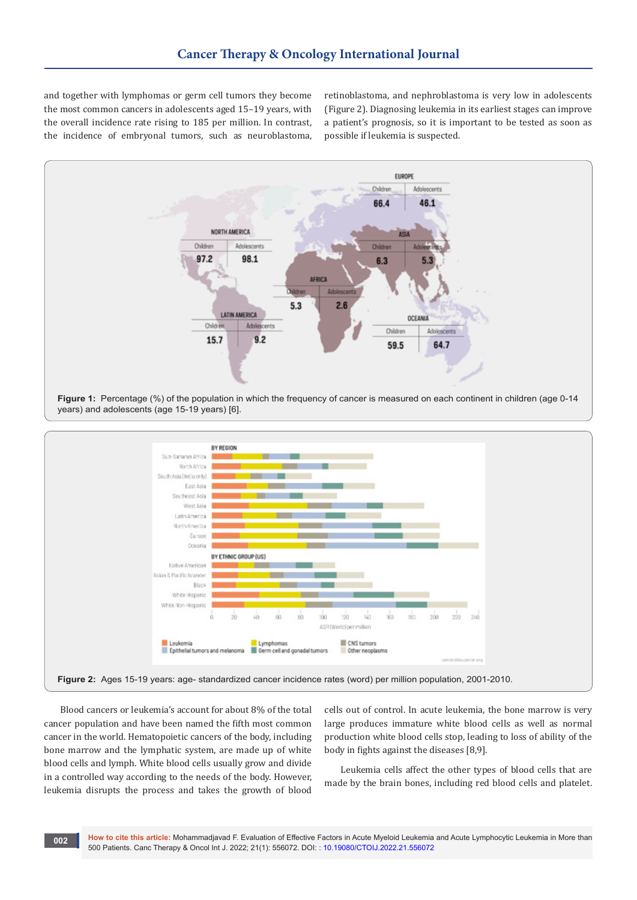and together with lymphomas or germ cell tumors they become the most common cancers in adolescents aged 15–19 years, with the overall incidence rate rising to 185 per million. In contrast, the incidence of embryonal tumors, such as neuroblastoma, retinoblastoma, and nephroblastoma is very low in adolescents (Figure 2). Diagnosing leukemia in its earliest stages can improve a patient's prognosis, so it is important to be tested as soon as possible if leukemia is suspected.

**Figure 1:** Percentage (%) of the population in which the frequency of cancer is measured on each continent in children (age 0-14 years) and adolescents (age 15-19 years) [6].

**Figure 2:** Ages 15-19 years: age- standardized cancer incidence rates (word) per million population, 2001-2010.

Blood cancers or leukemia's account for about 8% of the total cancer population and have been named the fifth most common cancer in the world. Hematopoietic cancers of the body, including bone marrow and the lymphatic system, are made up of white blood cells and lymph. White blood cells usually grow and divide in a controlled way according to the needs of the body. However, leukemia disrupts the process and takes the growth of blood cells out of control. In acute leukemia, the bone marrow is very large produces immature white blood cells as well as normal production white blood cells stop, leading to loss of ability of the body in fights against the diseases [8,9].

Leukemia cells affect the other types of blood cells that are made by the brain bones, including red blood cells and platelet.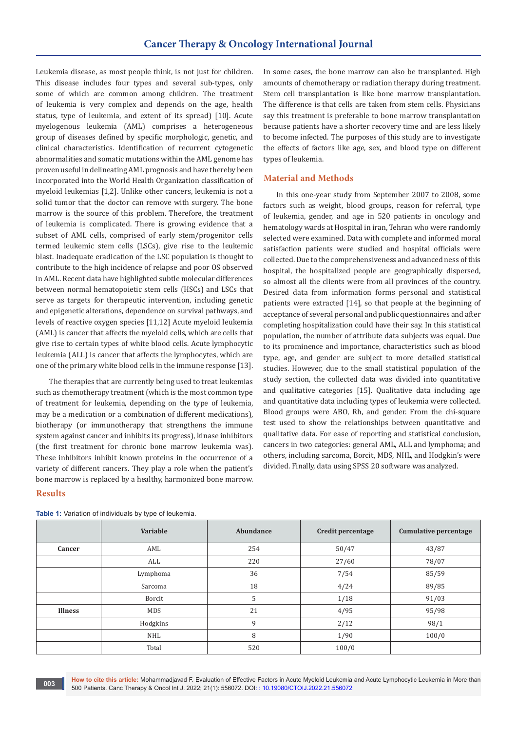Leukemia disease, as most people think, is not just for children. This disease includes four types and several sub-types, only some of which are common among children. The treatment of leukemia is very complex and depends on the age, health status, type of leukemia, and extent of its spread) [10]. Acute myelogenous leukemia (AML) comprises a heterogeneous group of diseases defined by specific morphologic, genetic, and clinical characteristics. Identification of recurrent cytogenetic abnormalities and somatic mutations within the AML genome has proven useful in delineating AML prognosis and have thereby been incorporated into the World Health Organization classification of myeloid leukemias [1,2]. Unlike other cancers, leukemia is not a solid tumor that the doctor can remove with surgery. The bone marrow is the source of this problem. Therefore, the treatment of leukemia is complicated. There is growing evidence that a subset of AML cells, comprised of early stem/progenitor cells termed leukemic stem cells (LSCs), give rise to the leukemic blast. Inadequate eradication of the LSC population is thought to contribute to the high incidence of relapse and poor OS observed in AML. Recent data have highlighted subtle molecular differences between normal hematopoietic stem cells (HSCs) and LSCs that serve as targets for therapeutic intervention, including genetic and epigenetic alterations, dependence on survival pathways, and levels of reactive oxygen species [11,12] Acute myeloid leukemia (AML) is cancer that affects the myeloid cells, which are cells that give rise to certain types of white blood cells. Acute lymphocytic leukemia (ALL) is cancer that affects the lymphocytes, which are one of the primary white blood cells in the immune response [13].

The therapies that are currently being used to treat leukemias such as chemotherapy treatment (which is the most common type of treatment for leukemia, depending on the type of leukemia, may be a medication or a combination of different medications), biotherapy (or immunotherapy that strengthens the immune system against cancer and inhibits its progress), kinase inhibitors (the first treatment for chronic bone marrow leukemia was). These inhibitors inhibit known proteins in the occurrence of a variety of different cancers. They play a role when the patient's bone marrow is replaced by a healthy, harmonized bone marrow. In some cases, the bone marrow can also be transplanted. High amounts of chemotherapy or radiation therapy during treatment. Stem cell transplantation is like bone marrow transplantation. The difference is that cells are taken from stem cells. Physicians say this treatment is preferable to bone marrow transplantation because patients have a shorter recovery time and are less likely to become infected. The purposes of this study are to investigate the effects of factors like age, sex, and blood type on different types of leukemia.

## Material and Methods

In this one-year study from September 2007 to 2008, some factors such as weight, blood groups, reason for referral, type of leukemia, gender, and age in 520 patients in oncology and hematology wards at Hospital in iran, Tehran who were randomly selected were examined. Data with complete and informed moral satisfaction patients were studied and hospital officials were collected. Due to the comprehensiveness and advanced ness of this hospital, the hospitalized people are geographically dispersed, so almost all the clients were from all provinces of the country. Desired data from information forms personal and statistical patients were extracted [14], so that people at the beginning of acceptance of several personal and public questionnaires and after completing hospitalization could have their say. In this statistical population, the number of attribute data subjects was equal. Due to its prominence and importance, characteristics such as blood type, age, and gender are subject to more detailed statistical studies. However, due to the small statistical population of the study section, the collected data was divided into quantitative and qualitative categories [15]. Qualitative data including age and quantitative data including types of leukemia were collected. Blood groups were ABO, Rh, and gender. From the chi-square test used to show the relationships between quantitative and qualitative data. For ease of reporting and statistical conclusion, cancers in two categories: general AML, ALL and lymphoma; and others, including sarcoma, Borcit, MDS, NHL, and Hodgkin's were divided. Finally, data using SPSS 20 software was analyzed.

## Results

**Table 1:** Variation of individuals by type of leukemia.

| | Variable | Abundance | Credit percentage | Cumulative percentage |
|---|---|---|---|---|
| Cancer | AML | 254 | 50/47 | 43/87 |
| | ALL | 220 | 27/60 | 78/07 |
| | Lymphoma | 36 | 7/54 | 85/59 |
| | Sarcoma | 18 | 4/24 | 89/85 |
| | Borcit | 5 | 1/18 | 91/03 |
| Illness | MDS | 21 | 4/95 | 95/98 |
| | Hodgkins | 9 | 2/12 | 98/1 |
| | NHL | 8 | 1/90 | 100/0 |
| | Total | 520 | 100/0 | |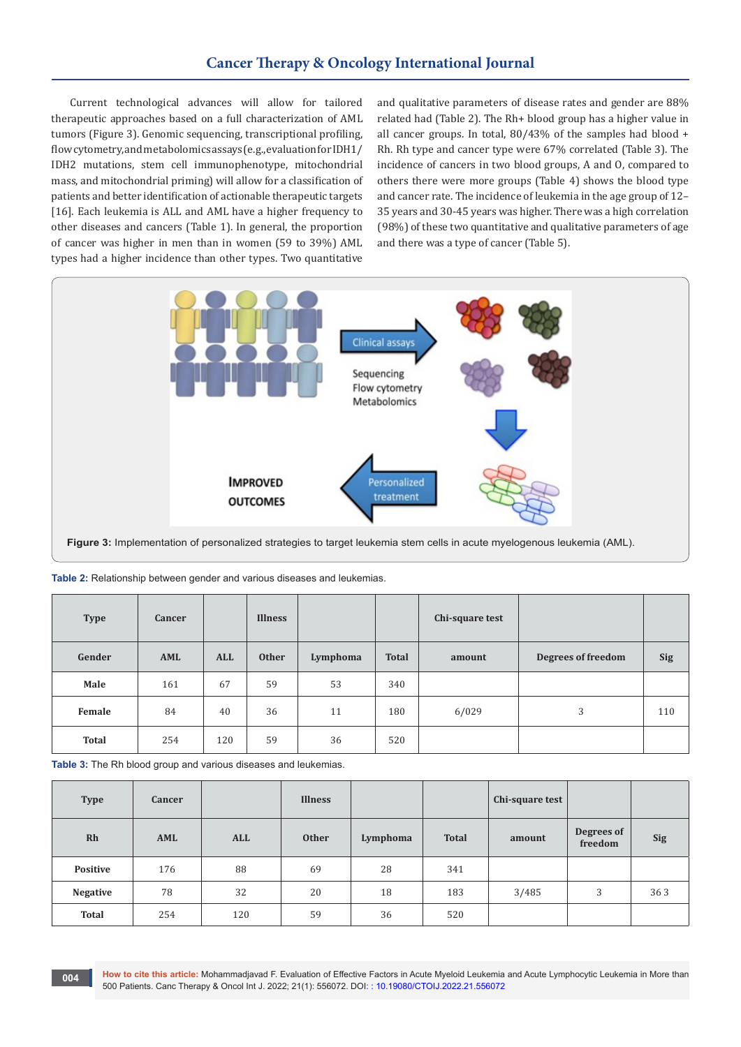Current technological advances will allow for tailored therapeutic approaches based on a full characterization of AML tumors (Figure 3). Genomic sequencing, transcriptional profiling, flow cytometry, and metabolomics assays (e.g., evaluation for IDH1/IDH2 mutations, stem cell immunophenotype, mitochondrial mass, and mitochondrial priming) will allow for a classification of patients and better identification of actionable therapeutic targets [16]. Each leukemia is ALL and AML have a higher frequency to other diseases and cancers (Table 1). In general, the proportion of cancer was higher in men than in women (59 to 39%) AML types had a higher incidence than other types. Two quantitative and qualitative parameters of disease rates and gender are 88% related had (Table 2). The Rh+ blood group has a higher value in all cancer groups. In total, 80/43% of the samples had blood + Rh. Rh type and cancer type were 67% correlated (Table 3). The incidence of cancers in two blood groups, A and O, compared to others there were more groups (Table 4) shows the blood type and cancer rate. The incidence of leukemia in the age group of 12–35 years and 30-45 years was higher. There was a high correlation (98%) of these two quantitative and qualitative parameters of age and there was a type of cancer (Table 5).

**Figure 3:** Implementation of personalized strategies to target leukemia stem cells in acute myelogenous leukemia (AML).

**Table 2:** Relationship between gender and various diseases and leukemias.

| Type | Cancer | | Illness | | | Chi-square test | | |
|---|---|---|---|---|---|---|---|---|
| Gender | AML | ALL | Other | Lymphoma | Total | amount | Degrees of freedom | Sig |
| Male | 161 | 67 | 59 | 53 | 340 | | | |
| Female | 84 | 40 | 36 | 11 | 180 | 6/029 | 3 | 110 |
| Total | 254 | 120 | 59 | 36 | 520 | | | |

**Table 3:** The Rh blood group and various diseases and leukemias.

| Type | Cancer | | Illness | | | Chi-square test | | |
|---|---|---|---|---|---|---|---|---|
| Rh | AML | ALL | Other | Lymphoma | Total | amount | Degrees of freedom | Sig |
| Positive | 176 | 88 | 69 | 28 | 341 | | | |
| Negative | 78 | 32 | 20 | 18 | 183 | 3/485 | 3 | 36 3 |
| Total | 254 | 120 | 59 | 36 | 520 | | | |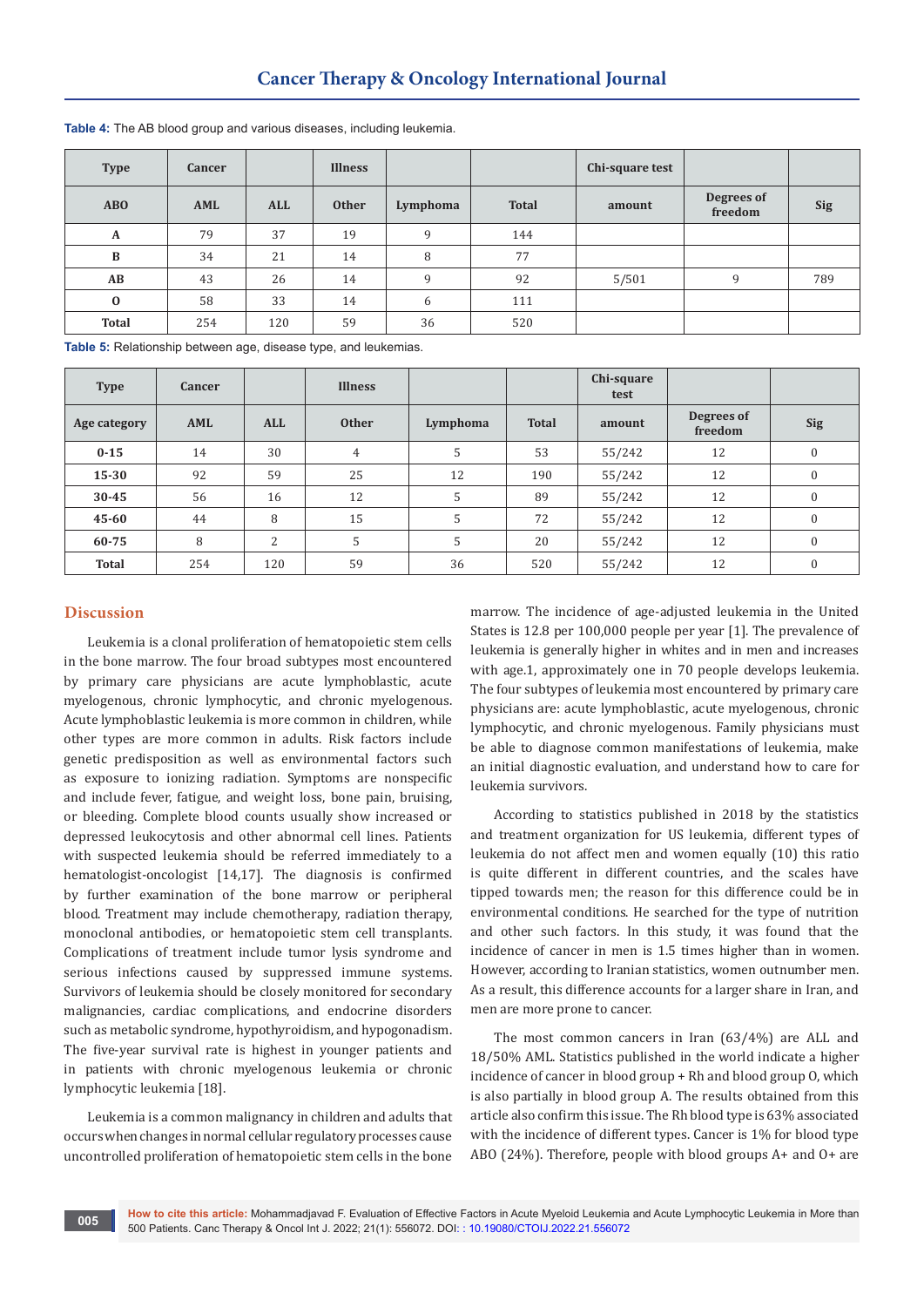**Table 4:** The AB blood group and various diseases, including leukemia.

| Type | Cancer | | Illness | | | Chi-square test | | |
|---|---|---|---|---|---|---|---|---|
| ABO | AML | ALL | Other | Lymphoma | Total | amount | Degrees of freedom | Sig |
| A | 79 | 37 | 19 | 9 | 144 | | | |
| B | 34 | 21 | 14 | 8 | 77 | | | |
| AB | 43 | 26 | 14 | 9 | 92 | 5/501 | 9 | 789 |
| O | 58 | 33 | 14 | 6 | 111 | | | |
| Total | 254 | 120 | 59 | 36 | 520 | | | |

**Table 5:** Relationship between age, disease type, and leukemias.

| Type | Cancer | | Illness | | | Chi-square test | | |
|---|---|---|---|---|---|---|---|---|
| Age category | AML | ALL | Other | Lymphoma | Total | amount | Degrees of freedom | Sig |
| 0-15 | 14 | 30 | 4 | 5 | 53 | 55/242 | 12 | 0 |
| 15-30 | 92 | 59 | 25 | 12 | 190 | 55/242 | 12 | 0 |
| 30-45 | 56 | 16 | 12 | 5 | 89 | 55/242 | 12 | 0 |
| 45-60 | 44 | 8 | 15 | 5 | 72 | 55/242 | 12 | 0 |
| 60-75 | 8 | 2 | 5 | 5 | 20 | 55/242 | 12 | 0 |
| Total | 254 | 120 | 59 | 36 | 520 | 55/242 | 12 | 0 |

## Discussion

Leukemia is a clonal proliferation of hematopoietic stem cells in the bone marrow. The four broad subtypes most encountered by primary care physicians are acute lymphoblastic, acute myelogenous, chronic lymphocytic, and chronic myelogenous. Acute lymphoblastic leukemia is more common in children, while other types are more common in adults. Risk factors include genetic predisposition as well as environmental factors such as exposure to ionizing radiation. Symptoms are nonspecific and include fever, fatigue, and weight loss, bone pain, bruising, or bleeding. Complete blood counts usually show increased or depressed leukocytosis and other abnormal cell lines. Patients with suspected leukemia should be referred immediately to a hematologist-oncologist [14,17]. The diagnosis is confirmed by further examination of the bone marrow or peripheral blood. Treatment may include chemotherapy, radiation therapy, monoclonal antibodies, or hematopoietic stem cell transplants. Complications of treatment include tumor lysis syndrome and serious infections caused by suppressed immune systems. Survivors of leukemia should be closely monitored for secondary malignancies, cardiac complications, and endocrine disorders such as metabolic syndrome, hypothyroidism, and hypogonadism. The five-year survival rate is highest in younger patients and in patients with chronic myelogenous leukemia or chronic lymphocytic leukemia [18].

Leukemia is a common malignancy in children and adults that occurs when changes in normal cellular regulatory processes cause uncontrolled proliferation of hematopoietic stem cells in the bone marrow. The incidence of age-adjusted leukemia in the United States is 12.8 per 100,000 people per year [1]. The prevalence of leukemia is generally higher in whites and in men and increases with age.1, approximately one in 70 people develops leukemia. The four subtypes of leukemia most encountered by primary care physicians are: acute lymphoblastic, acute myelogenous, chronic lymphocytic, and chronic myelogenous. Family physicians must be able to diagnose common manifestations of leukemia, make an initial diagnostic evaluation, and understand how to care for leukemia survivors.

According to statistics published in 2018 by the statistics and treatment organization for US leukemia, different types of leukemia do not affect men and women equally (10) this ratio is quite different in different countries, and the scales have tipped towards men; the reason for this difference could be in environmental conditions. He searched for the type of nutrition and other such factors. In this study, it was found that the incidence of cancer in men is 1.5 times higher than in women. However, according to Iranian statistics, women outnumber men. As a result, this difference accounts for a larger share in Iran, and men are more prone to cancer.

The most common cancers in Iran (63/4%) are ALL and 18/50% AML. Statistics published in the world indicate a higher incidence of cancer in blood group + Rh and blood group O, which is also partially in blood group A. The results obtained from this article also confirm this issue. The Rh blood type is 63% associated with the incidence of different types. Cancer is 1% for blood type ABO (24%). Therefore, people with blood groups A+ and O+ are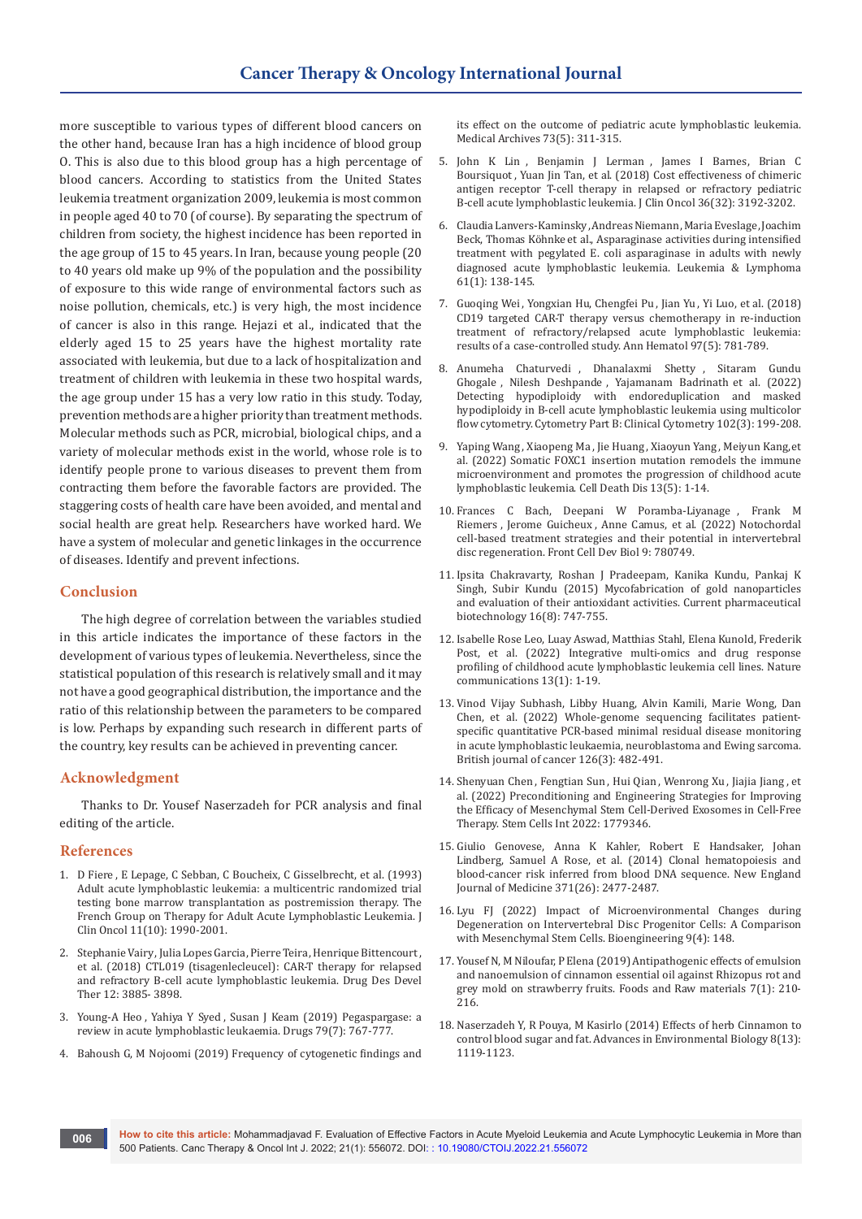more susceptible to various types of different blood cancers on the other hand, because Iran has a high incidence of blood group O. This is also due to this blood group has a high percentage of blood cancers. According to statistics from the United States leukemia treatment organization 2009, leukemia is most common in people aged 40 to 70 (of course). By separating the spectrum of children from society, the highest incidence has been reported in the age group of 15 to 45 years. In Iran, because young people (20 to 40 years old make up 9% of the population and the possibility of exposure to this wide range of environmental factors such as noise pollution, chemicals, etc.) is very high, the most incidence of cancer is also in this range. Hejazi et al., indicated that the elderly aged 15 to 25 years have the highest mortality rate associated with leukemia, but due to a lack of hospitalization and treatment of children with leukemia in these two hospital wards, the age group under 15 has a very low ratio in this study. Today, prevention methods are a higher priority than treatment methods. Molecular methods such as PCR, microbial, biological chips, and a variety of molecular methods exist in the world, whose role is to identify people prone to various diseases to prevent them from contracting them before the favorable factors are provided. The staggering costs of health care have been avoided, and mental and social health are great help. Researchers have worked hard. We have a system of molecular and genetic linkages in the occurrence of diseases. Identify and prevent infections.

## Conclusion

The high degree of correlation between the variables studied in this article indicates the importance of these factors in the development of various types of leukemia. Nevertheless, since the statistical population of this research is relatively small and it may not have a good geographical distribution, the importance and the ratio of this relationship between the parameters to be compared is low. Perhaps by expanding such research in different parts of the country, key results can be achieved in preventing cancer.

## Acknowledgment

Thanks to Dr. Yousef Naserzadeh for PCR analysis and final editing of the article.

## References

1. D Fiere , E Lepage, C Sebban, C Boucheix, C Gisselbrecht, et al. (1993) Adult acute lymphoblastic leukemia: a multicentric randomized trial testing bone marrow transplantation as postremission therapy. The French Group on Therapy for Adult Acute Lymphoblastic Leukemia. J Clin Oncol 11(10): 1990-2001.
2. Stephanie Vairy, Julia Lopes Garcia, Pierre Teira, Henrique Bittencourt , et al. (2018) CTL019 (tisagenlecleucel): CAR-T therapy for relapsed and refractory B-cell acute lymphoblastic leukemia. Drug Des Devel Ther 12: 3885- 3898.
3. Young-A Heo , Yahiya Y Syed , Susan J Keam (2019) Pegaspargase: a review in acute lymphoblastic leukaemia. Drugs 79(7): 767-777.
4. Bahoush G, M Nojoomi (2019) Frequency of cytogenetic findings and its effect on the outcome of pediatric acute lymphoblastic leukemia. Medical Archives 73(5): 311-315.
5. John K Lin , Benjamin J Lerman , James I Barnes, Brian C Boursiquot , Yuan Jin Tan, et al. (2018) Cost effectiveness of chimeric antigen receptor T-cell therapy in relapsed or refractory pediatric B-cell acute lymphoblastic leukemia. J Clin Oncol 36(32): 3192-3202.
6. Claudia Lanvers-Kaminsky , Andreas Niemann, Maria Eveslage , Joachim Beck, Thomas Köhnke et al., Asparaginase activities during intensified treatment with pegylated E. coli asparaginase in adults with newly diagnosed acute lymphoblastic leukemia. Leukemia & Lymphoma 61(1): 138-145.
7. Guoqing Wei , Yongxian Hu, Chengfei Pu , Jian Yu , Yi Luo, et al. (2018) CD19 targeted CAR-T therapy versus chemotherapy in re-induction treatment of refractory/relapsed acute lymphoblastic leukemia: results of a case-controlled study. Ann Hematol 97(5): 781-789.
8. Anumeha Chaturvedi , Dhanalaxmi Shetty , Sitaram Gundu Ghogale , Nilesh Deshpande , Yajamanam Badrinath et al. (2022) Detecting hypodiploidy with endoreduplication and masked hypodiploidy in B-cell acute lymphoblastic leukemia using multicolor flow cytometry. Cytometry Part B: Clinical Cytometry 102(3): 199-208.
9. Yaping Wang , Xiaopeng Ma , Jie Huang , Xiaoyun Yang , Meiyun Kang,et al. (2022) Somatic FOXC1 insertion mutation remodels the immune microenvironment and promotes the progression of childhood acute lymphoblastic leukemia. Cell Death Dis 13(5): 1-14.
10. Frances C Bach, Deepani W Poramba-Liyanage , Frank M Riemers , Jerome Guicheux , Anne Camus, et al. (2022) Notochordal cell-based treatment strategies and their potential in intervertebral disc regeneration. Front Cell Dev Biol 9: 780749.
11. Ipsita Chakravarty, Roshan J Pradeepam, Kanika Kundu, Pankaj K Singh, Subir Kundu (2015) Mycofabrication of gold nanoparticles and evaluation of their antioxidant activities. Current pharmaceutical biotechnology 16(8): 747-755.
12. Isabelle Rose Leo, Luay Aswad, Matthias Stahl, Elena Kunold, Frederik Post, et al. (2022) Integrative multi-omics and drug response profiling of childhood acute lymphoblastic leukemia cell lines. Nature communications 13(1): 1-19.
13. Vinod Vijay Subhash, Libby Huang, Alvin Kamili, Marie Wong, Dan Chen, et al. (2022) Whole-genome sequencing facilitates patient-specific quantitative PCR-based minimal residual disease monitoring in acute lymphoblastic leukaemia, neuroblastoma and Ewing sarcoma. British journal of cancer 126(3): 482-491.
14. Shenyuan Chen , Fengtian Sun , Hui Qian , Wenrong Xu , Jiajia Jiang , et al. (2022) Preconditioning and Engineering Strategies for Improving the Efficacy of Mesenchymal Stem Cell-Derived Exosomes in Cell-Free Therapy. Stem Cells Int 2022: 1779346.
15. Giulio Genovese, Anna K Kahler, Robert E Handsaker, Johan Lindberg, Samuel A Rose, et al. (2014) Clonal hematopoiesis and blood-cancer risk inferred from blood DNA sequence. New England Journal of Medicine 371(26): 2477-2487.
16. Lyu FJ (2022) Impact of Microenvironmental Changes during Degeneration on Intervertebral Disc Progenitor Cells: A Comparison with Mesenchymal Stem Cells. Bioengineering 9(4): 148.
17. Yousef N, M Niloufar, P Elena (2019) Antipathogenic effects of emulsion and nanoemulsion of cinnamon essential oil against Rhizopus rot and grey mold on strawberry fruits. Foods and Raw materials 7(1): 210-216.
18. Naserzadeh Y, R Pouya, M Kasirlo (2014) Effects of herb Cinnamon to control blood sugar and fat. Advances in Environmental Biology 8(13): 1119-1123.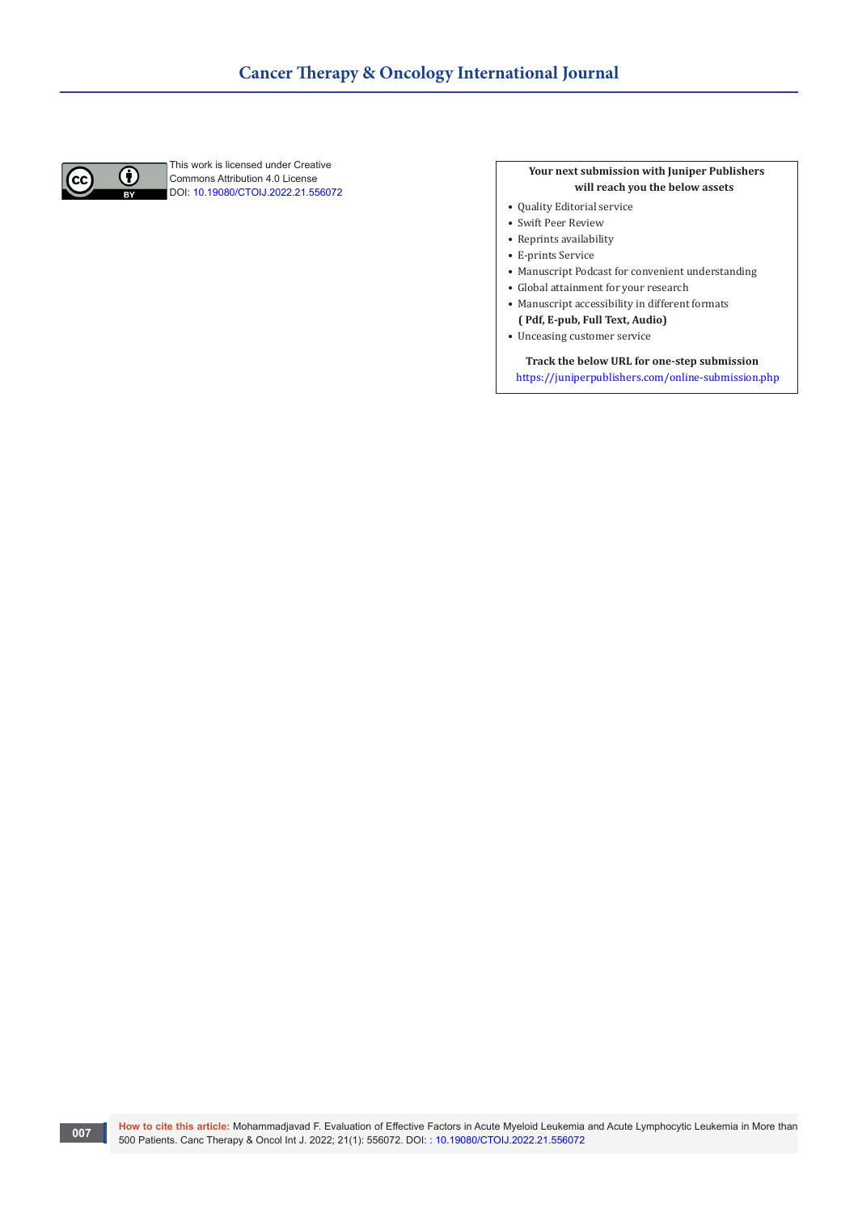This work is licensed under Creative Commons Attribution 4.0 License
DOI: 10.19080/CTOIJ.2022.21.556072

**Your next submission with Juniper Publishers will reach you the below assets**

- Quality Editorial service
- Swift Peer Review
- Reprints availability
- E-prints Service
- Manuscript Podcast for convenient understanding
- Global attainment for your research
- Manuscript accessibility in different formats
  **( Pdf, E-pub, Full Text, Audio)**
- Unceasing customer service

**Track the below URL for one-step submission**
https://juniperpublishers.com/online-submission.php

**How to cite this article:** Mohammadjavad F. Evaluation of Effective Factors in Acute Myeloid Leukemia and Acute Lymphocytic Leukemia in More than 500 Patients. Canc Therapy & Oncol Int J. 2022; 21(1): 556072. DOI: : 10.19080/CTOIJ.2022.21.556072